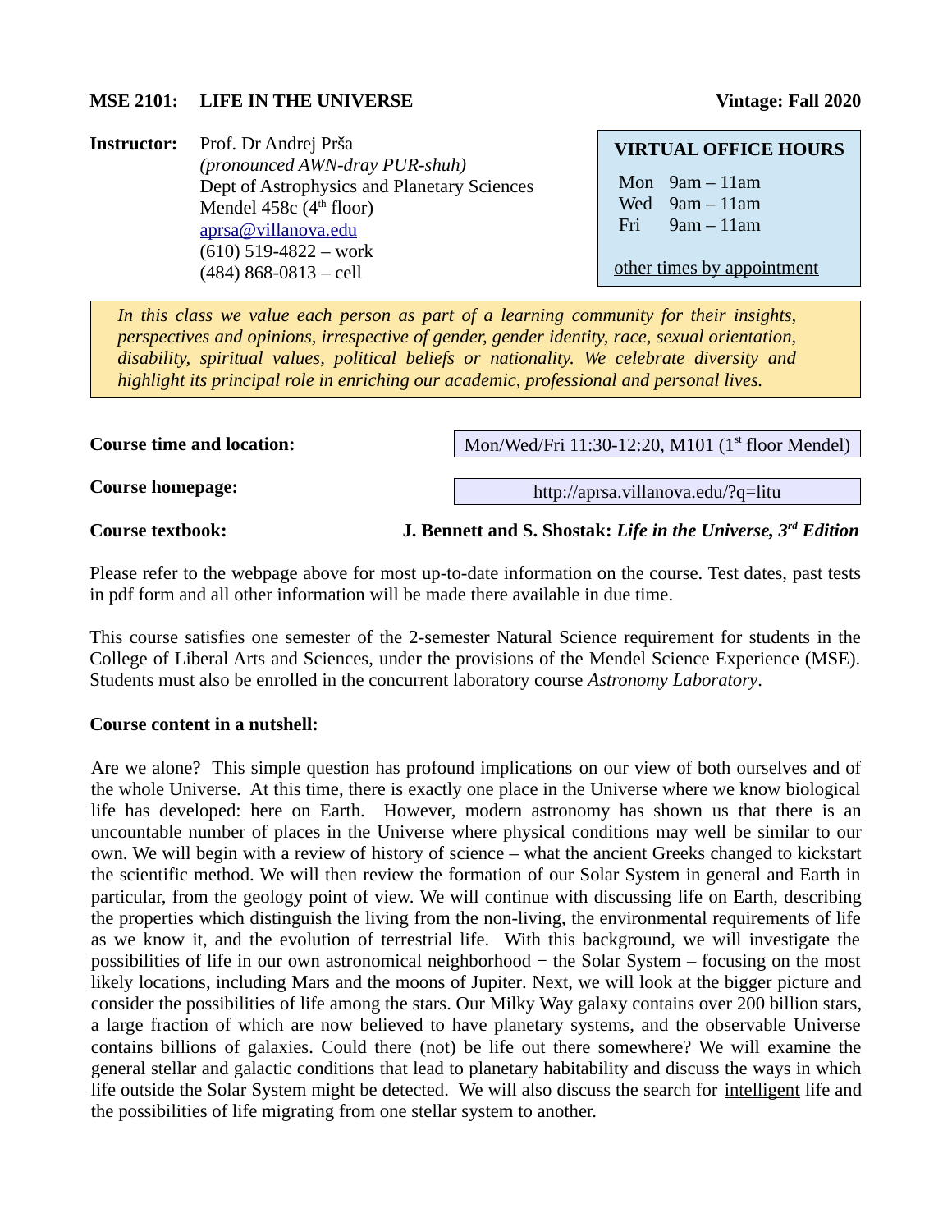**MSE 2101: LIFE IN THE UNIVERSE** **Vintage: Fall 2020**

**Instructor:** Prof. Dr Andrej Prša
*(pronounced AWN-dray PUR-shuh)*
Dept of Astrophysics and Planetary Sciences
Mendel 458c (4th floor)
aprsa@villanova.edu
(610) 519-4822 – work
(484) 868-0813 – cell

**VIRTUAL OFFICE HOURS**

Mon 9am – 11am
Wed 9am – 11am
Fri 9am – 11am

other times by appointment

*In this class we value each person as part of a learning community for their insights, perspectives and opinions, irrespective of gender, gender identity, race, sexual orientation, disability, spiritual values, political beliefs or nationality. We celebrate diversity and highlight its principal role in enriching our academic, professional and personal lives.*

**Course time and location:** Mon/Wed/Fri 11:30-12:20, M101 (1st floor Mendel)

**Course homepage:** http://aprsa.villanova.edu/?q=litu

**Course textbook:** **J. Bennett and S. Shostak:** ***Life in the Universe, 3rd Edition***

Please refer to the webpage above for most up-to-date information on the course. Test dates, past tests in pdf form and all other information will be made there available in due time.

This course satisfies one semester of the 2-semester Natural Science requirement for students in the College of Liberal Arts and Sciences, under the provisions of the Mendel Science Experience (MSE). Students must also be enrolled in the concurrent laboratory course *Astronomy Laboratory*.

**Course content in a nutshell:**

Are we alone? This simple question has profound implications on our view of both ourselves and of the whole Universe. At this time, there is exactly one place in the Universe where we know biological life has developed: here on Earth. However, modern astronomy has shown us that there is an uncountable number of places in the Universe where physical conditions may well be similar to our own. We will begin with a review of history of science – what the ancient Greeks changed to kickstart the scientific method. We will then review the formation of our Solar System in general and Earth in particular, from the geology point of view. We will continue with discussing life on Earth, describing the properties which distinguish the living from the non-living, the environmental requirements of life as we know it, and the evolution of terrestrial life. With this background, we will investigate the possibilities of life in our own astronomical neighborhood − the Solar System – focusing on the most likely locations, including Mars and the moons of Jupiter. Next, we will look at the bigger picture and consider the possibilities of life among the stars. Our Milky Way galaxy contains over 200 billion stars, a large fraction of which are now believed to have planetary systems, and the observable Universe contains billions of galaxies. Could there (not) be life out there somewhere? We will examine the general stellar and galactic conditions that lead to planetary habitability and discuss the ways in which life outside the Solar System might be detected. We will also discuss the search for intelligent life and the possibilities of life migrating from one stellar system to another.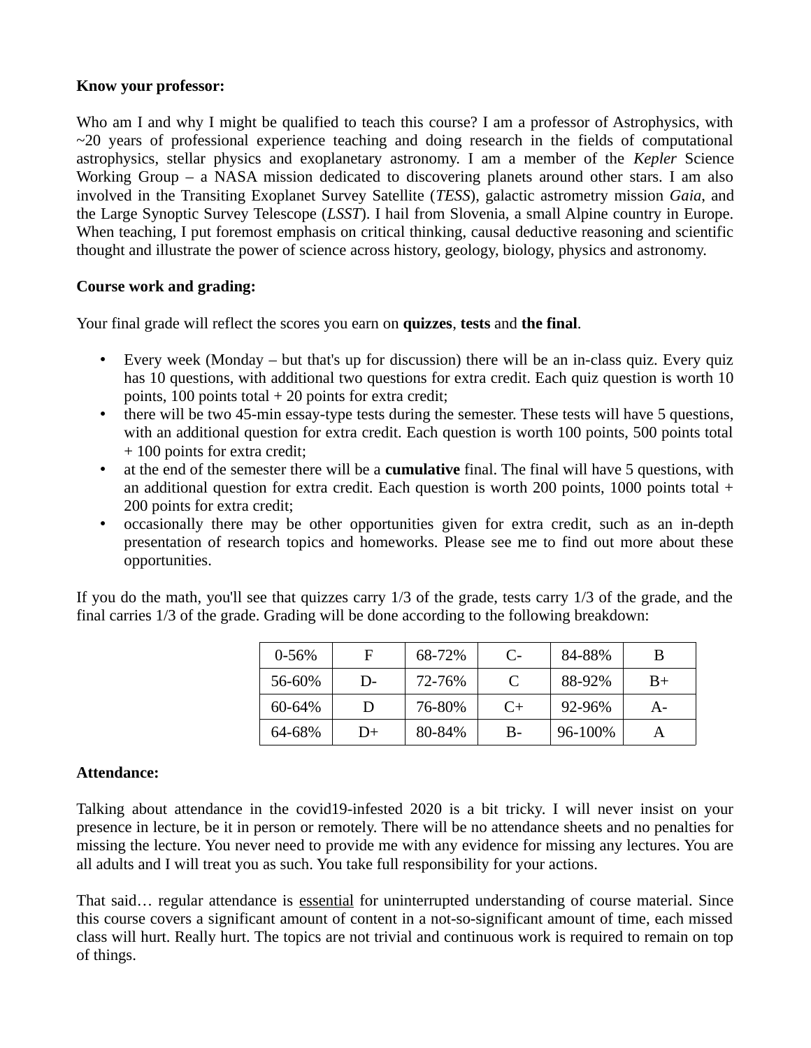**Know your professor:**

Who am I and why I might be qualified to teach this course? I am a professor of Astrophysics, with ~20 years of professional experience teaching and doing research in the fields of computational astrophysics, stellar physics and exoplanetary astronomy. I am a member of the *Kepler* Science Working Group – a NASA mission dedicated to discovering planets around other stars. I am also involved in the Transiting Exoplanet Survey Satellite (*TESS*), galactic astrometry mission *Gaia*, and the Large Synoptic Survey Telescope (*LSST*). I hail from Slovenia, a small Alpine country in Europe. When teaching, I put foremost emphasis on critical thinking, causal deductive reasoning and scientific thought and illustrate the power of science across history, geology, biology, physics and astronomy.

**Course work and grading:**

Your final grade will reflect the scores you earn on **quizzes**, **tests** and **the final**.

- Every week (Monday – but that's up for discussion) there will be an in-class quiz. Every quiz has 10 questions, with additional two questions for extra credit. Each quiz question is worth 10 points, 100 points total + 20 points for extra credit;
- there will be two 45-min essay-type tests during the semester. These tests will have 5 questions, with an additional question for extra credit. Each question is worth 100 points, 500 points total + 100 points for extra credit;
- at the end of the semester there will be a **cumulative** final. The final will have 5 questions, with an additional question for extra credit. Each question is worth 200 points, 1000 points total + 200 points for extra credit;
- occasionally there may be other opportunities given for extra credit, such as an in-depth presentation of research topics and homeworks. Please see me to find out more about these opportunities.

If you do the math, you'll see that quizzes carry 1/3 of the grade, tests carry 1/3 of the grade, and the final carries 1/3 of the grade. Grading will be done according to the following breakdown:

| 0-56% | F | 68-72% | C- | 84-88% | B |
|---|---|---|---|---|---|
| 56-60% | D- | 72-76% | C | 88-92% | B+ |
| 60-64% | D | 76-80% | C+ | 92-96% | A- |
| 64-68% | D+ | 80-84% | B- | 96-100% | A |

**Attendance:**

Talking about attendance in the covid19-infested 2020 is a bit tricky. I will never insist on your presence in lecture, be it in person or remotely. There will be no attendance sheets and no penalties for missing the lecture. You never need to provide me with any evidence for missing any lectures. You are all adults and I will treat you as such. You take full responsibility for your actions.

That said… regular attendance is <u>essential</u> for uninterrupted understanding of course material. Since this course covers a significant amount of content in a not-so-significant amount of time, each missed class will hurt. Really hurt. The topics are not trivial and continuous work is required to remain on top of things.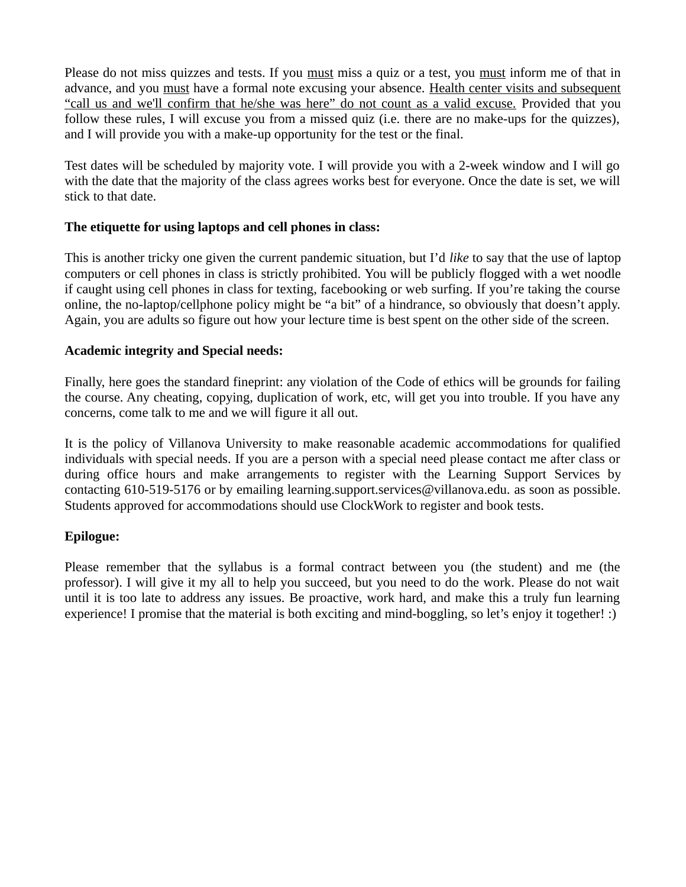Please do not miss quizzes and tests. If you must miss a quiz or a test, you must inform me of that in advance, and you must have a formal note excusing your absence. Health center visits and subsequent “call us and we'll confirm that he/she was here” do not count as a valid excuse. Provided that you follow these rules, I will excuse you from a missed quiz (i.e. there are no make-ups for the quizzes), and I will provide you with a make-up opportunity for the test or the final.

Test dates will be scheduled by majority vote. I will provide you with a 2-week window and I will go with the date that the majority of the class agrees works best for everyone. Once the date is set, we will stick to that date.

**The etiquette for using laptops and cell phones in class:**

This is another tricky one given the current pandemic situation, but I’d *like* to say that the use of laptop computers or cell phones in class is strictly prohibited. You will be publicly flogged with a wet noodle if caught using cell phones in class for texting, facebooking or web surfing. If you’re taking the course online, the no-laptop/cellphone policy might be “a bit” of a hindrance, so obviously that doesn’t apply. Again, you are adults so figure out how your lecture time is best spent on the other side of the screen.

**Academic integrity and Special needs:**

Finally, here goes the standard fineprint: any violation of the Code of ethics will be grounds for failing the course. Any cheating, copying, duplication of work, etc, will get you into trouble. If you have any concerns, come talk to me and we will figure it all out.

It is the policy of Villanova University to make reasonable academic accommodations for qualified individuals with special needs. If you are a person with a special need please contact me after class or during office hours and make arrangements to register with the Learning Support Services by contacting 610-519-5176 or by emailing learning.support.services@villanova.edu. as soon as possible. Students approved for accommodations should use ClockWork to register and book tests.

**Epilogue:**

Please remember that the syllabus is a formal contract between you (the student) and me (the professor). I will give it my all to help you succeed, but you need to do the work. Please do not wait until it is too late to address any issues. Be proactive, work hard, and make this a truly fun learning experience! I promise that the material is both exciting and mind-boggling, so let’s enjoy it together! :)